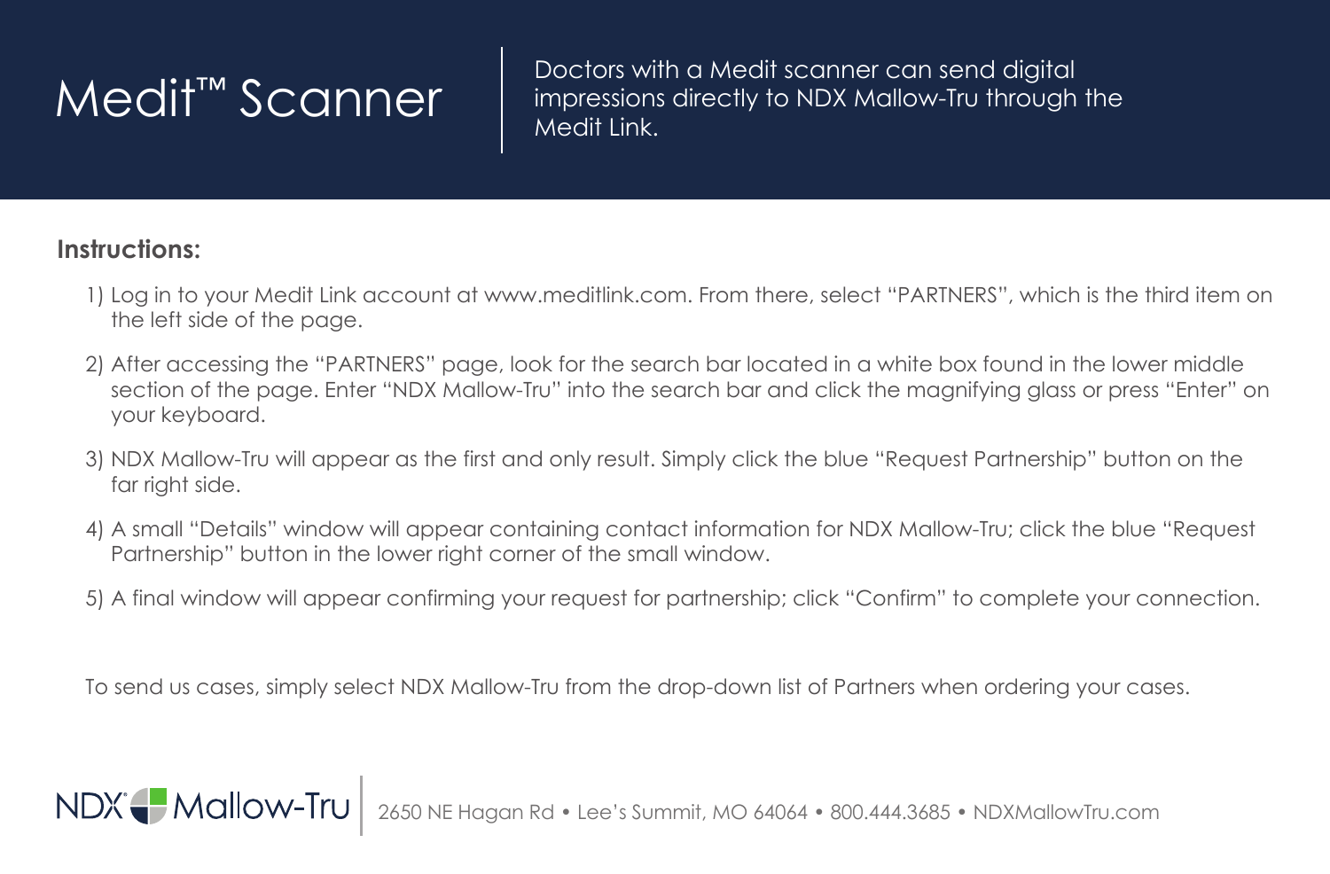# Medit™ Scanner

Doctors with a Medit scanner can send digital impressions directly to NDX Mallow-Tru through the Medit Link.

**Instructions:**

1) Log in to your Medit Link account at www.meditlink.com. From there, select "PARTNERS", which is the third item on the left side of the page.

2) After accessing the "PARTNERS" page, look for the search bar located in a white box found in the lower middle section of the page. Enter "NDX Mallow-Tru" into the search bar and click the magnifying glass or press "Enter" on your keyboard.

3) NDX Mallow-Tru will appear as the first and only result. Simply click the blue "Request Partnership" button on the far right side.

4) A small "Details" window will appear containing contact information for NDX Mallow-Tru; click the blue "Request Partnership" button in the lower right corner of the small window.

5) A final window will appear confirming your request for partnership; click "Confirm" to complete your connection.

To send us cases, simply select NDX Mallow-Tru from the drop-down list of Partners when ordering your cases.

NDX Mallow-Tru | 2650 NE Hagan Rd • Lee's Summit, MO 64064 • 800.444.3685 • NDXMallowTru.com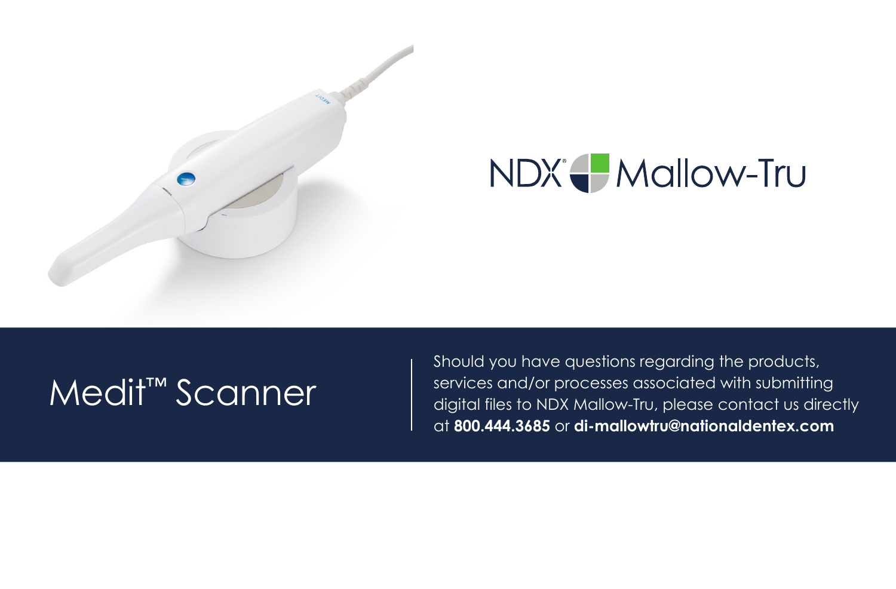NDX Mallow-Tru

# Medit™ Scanner

Should you have questions regarding the products, services and/or processes associated with submitting digital files to NDX Mallow-Tru, please contact us directly at **800.444.3685** or **di-mallowtru@nationaldentex.com**